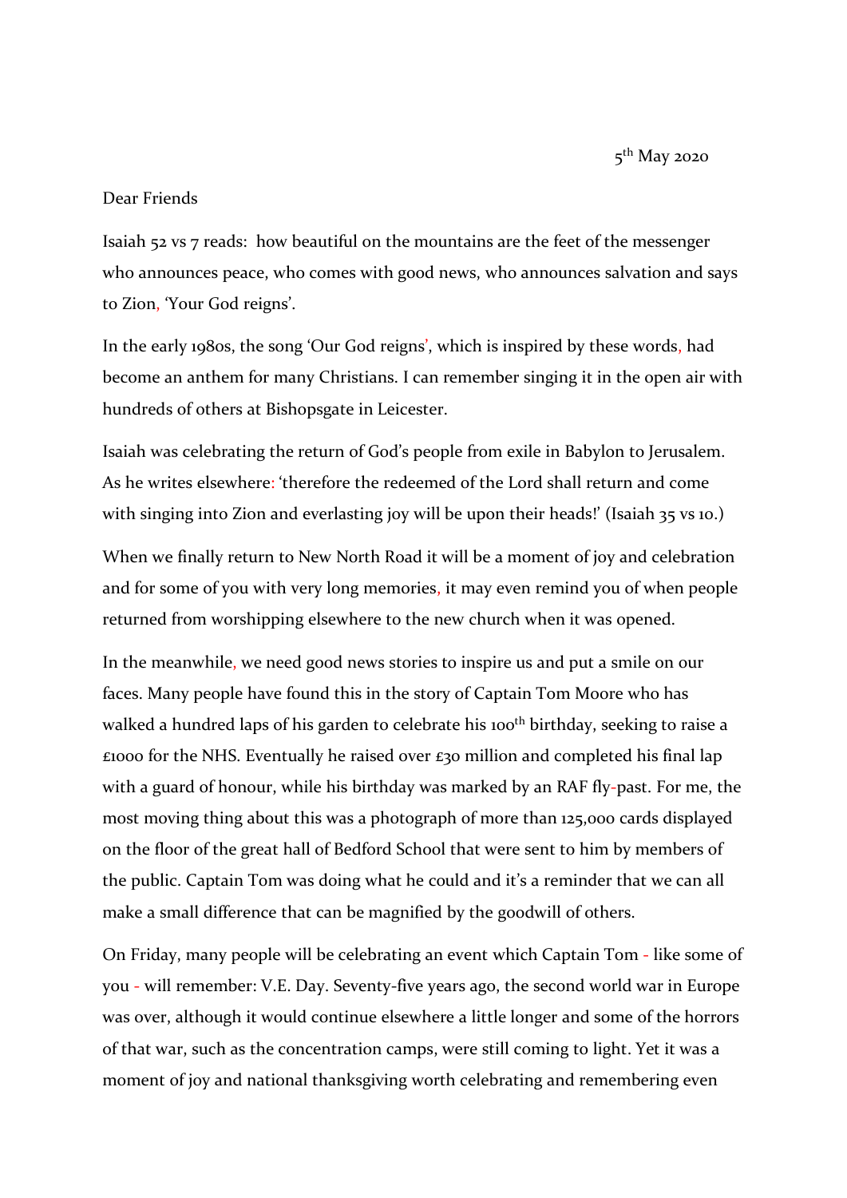5th May 2020

Dear Friends

Isaiah 52 vs 7 reads: how beautiful on the mountains are the feet of the messenger who announces peace, who comes with good news, who announces salvation and says to Zion, 'Your God reigns'.

In the early 1980s, the song 'Our God reigns', which is inspired by these words, had become an anthem for many Christians. I can remember singing it in the open air with hundreds of others at Bishopsgate in Leicester.

Isaiah was celebrating the return of God's people from exile in Babylon to Jerusalem. As he writes elsewhere: 'therefore the redeemed of the Lord shall return and come with singing into Zion and everlasting joy will be upon their heads!' (Isaiah 35 vs 10.)

When we finally return to New North Road it will be a moment of joy and celebration and for some of you with very long memories, it may even remind you of when people returned from worshipping elsewhere to the new church when it was opened.

In the meanwhile, we need good news stories to inspire us and put a smile on our faces. Many people have found this in the story of Captain Tom Moore who has walked a hundred laps of his garden to celebrate his 100th birthday, seeking to raise a £1000 for the NHS. Eventually he raised over £30 million and completed his final lap with a guard of honour, while his birthday was marked by an RAF fly-past. For me, the most moving thing about this was a photograph of more than 125,000 cards displayed on the floor of the great hall of Bedford School that were sent to him by members of the public. Captain Tom was doing what he could and it's a reminder that we can all make a small difference that can be magnified by the goodwill of others.

On Friday, many people will be celebrating an event which Captain Tom - like some of you - will remember: V.E. Day. Seventy-five years ago, the second world war in Europe was over, although it would continue elsewhere a little longer and some of the horrors of that war, such as the concentration camps, were still coming to light. Yet it was a moment of joy and national thanksgiving worth celebrating and remembering even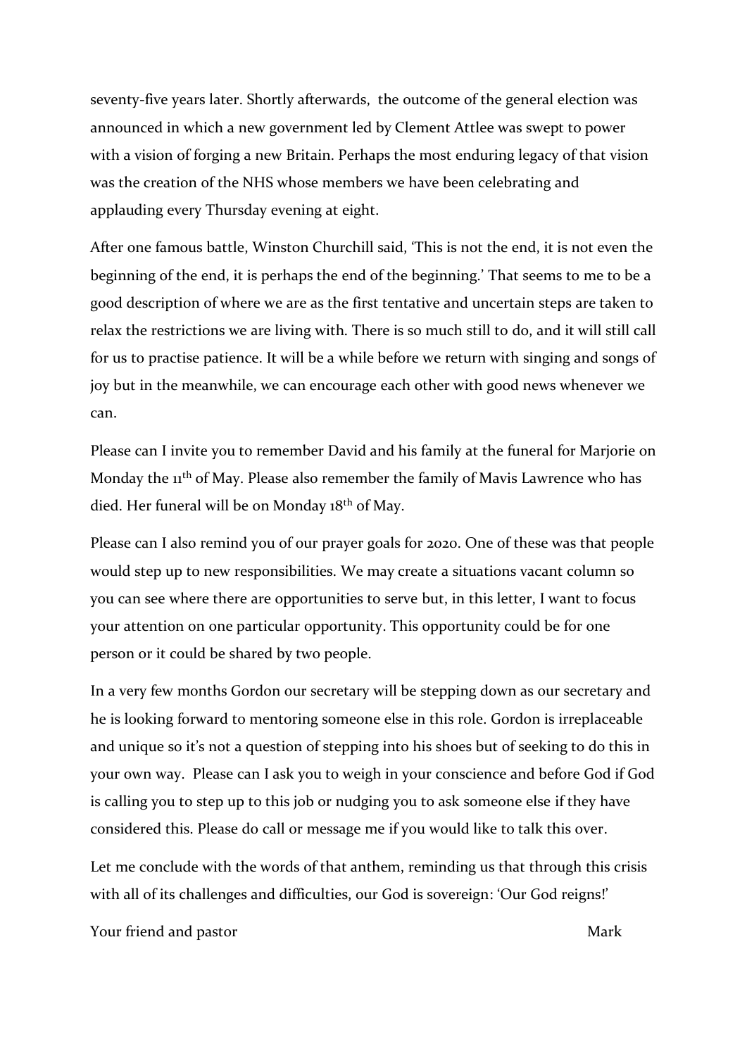seventy-five years later. Shortly afterwards,  the outcome of the general election was announced in which a new government led by Clement Attlee was swept to power with a vision of forging a new Britain. Perhaps the most enduring legacy of that vision was the creation of the NHS whose members we have been celebrating and applauding every Thursday evening at eight.

After one famous battle, Winston Churchill said, 'This is not the end, it is not even the beginning of the end, it is perhaps the end of the beginning.' That seems to me to be a good description of where we are as the first tentative and uncertain steps are taken to relax the restrictions we are living with. There is so much still to do, and it will still call for us to practise patience. It will be a while before we return with singing and songs of joy but in the meanwhile, we can encourage each other with good news whenever we can.

Please can I invite you to remember David and his family at the funeral for Marjorie on Monday the 11th of May. Please also remember the family of Mavis Lawrence who has died. Her funeral will be on Monday 18th of May.

Please can I also remind you of our prayer goals for 2020. One of these was that people would step up to new responsibilities. We may create a situations vacant column so you can see where there are opportunities to serve but, in this letter, I want to focus your attention on one particular opportunity. This opportunity could be for one person or it could be shared by two people.

In a very few months Gordon our secretary will be stepping down as our secretary and he is looking forward to mentoring someone else in this role. Gordon is irreplaceable and unique so it's not a question of stepping into his shoes but of seeking to do this in your own way.  Please can I ask you to weigh in your conscience and before God if God is calling you to step up to this job or nudging you to ask someone else if they have considered this. Please do call or message me if you would like to talk this over.

Let me conclude with the words of that anthem, reminding us that through this crisis with all of its challenges and difficulties, our God is sovereign: 'Our God reigns!'

Your friend and pastor                                                                                    Mark